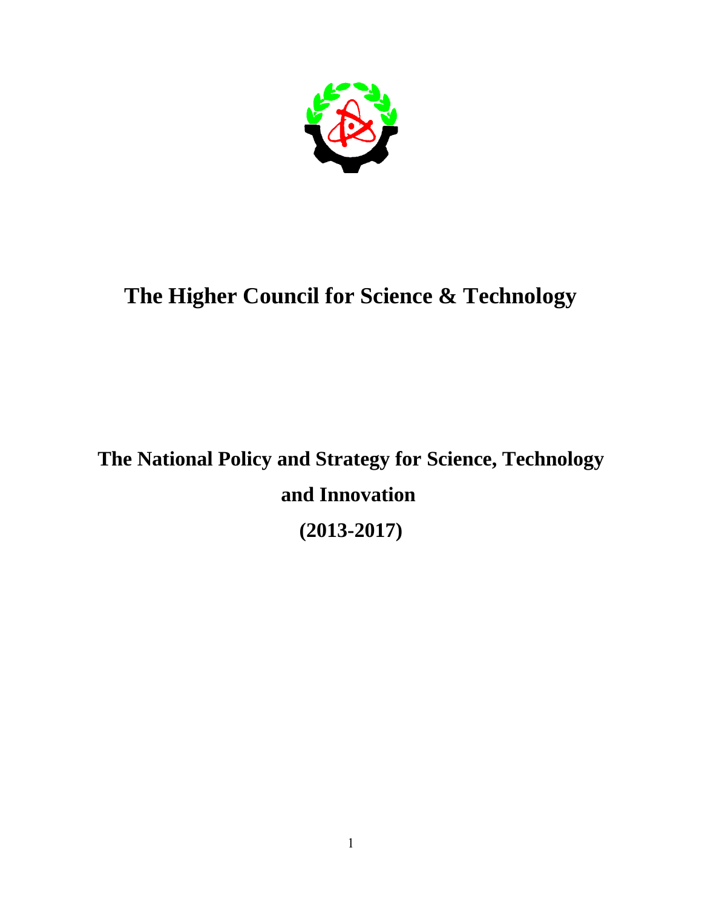# The Higher Council for Science & Technology

## The National Policy and Strategy for Science, Technology and Innovation

## (2013-2017)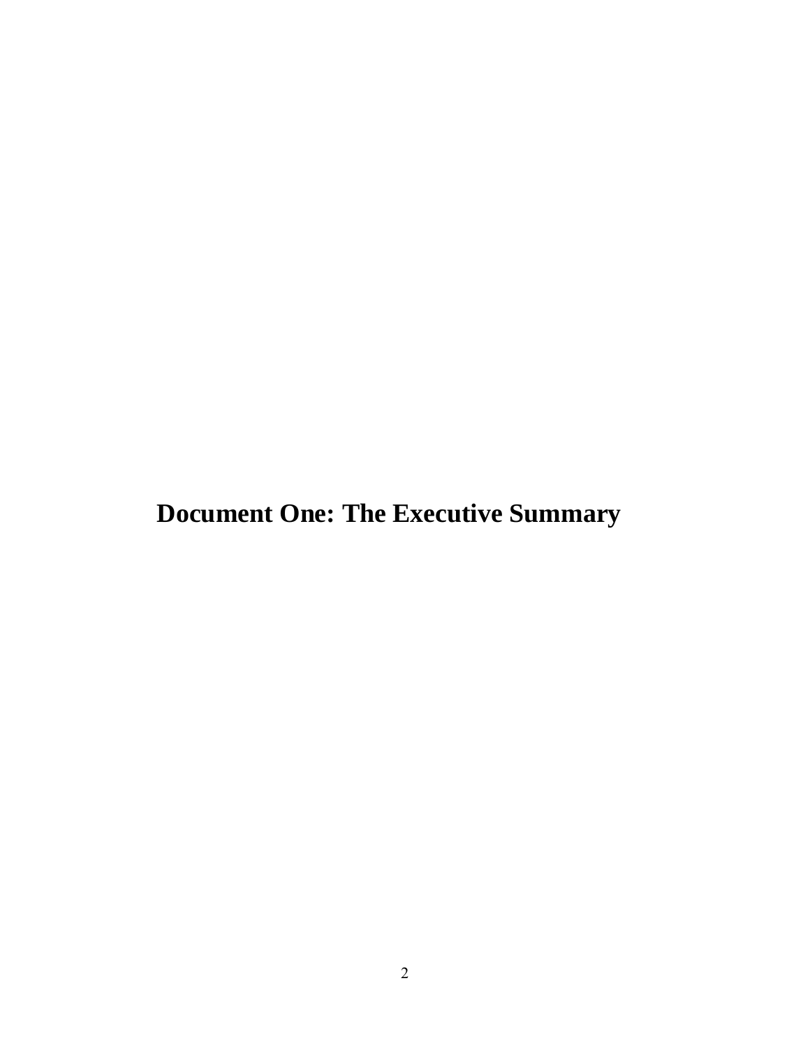# Document One: The Executive Summary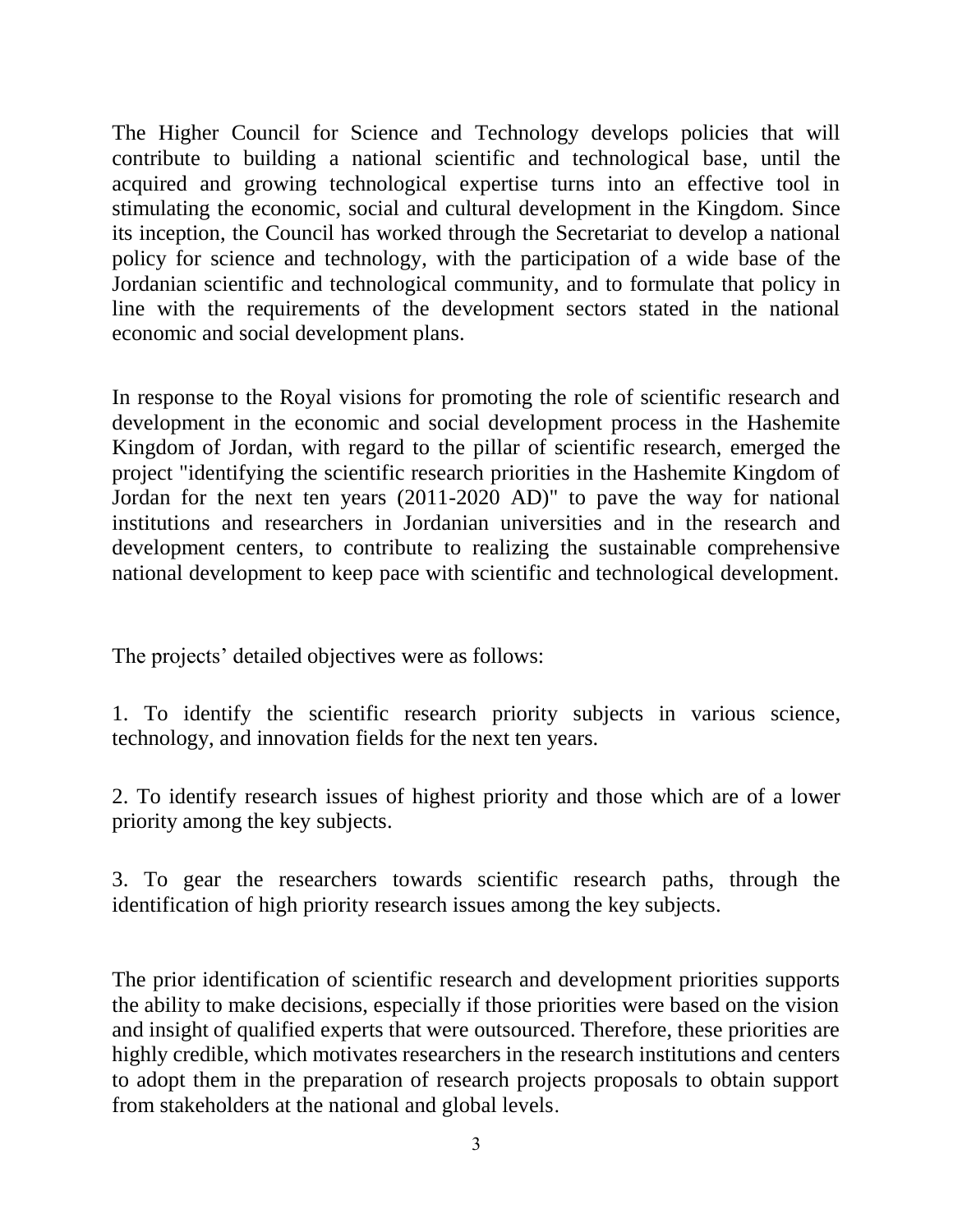The Higher Council for Science and Technology develops policies that will contribute to building a national scientific and technological base, until the acquired and growing technological expertise turns into an effective tool in stimulating the economic, social and cultural development in the Kingdom. Since its inception, the Council has worked through the Secretariat to develop a national policy for science and technology, with the participation of a wide base of the Jordanian scientific and technological community, and to formulate that policy in line with the requirements of the development sectors stated in the national economic and social development plans.

In response to the Royal visions for promoting the role of scientific research and development in the economic and social development process in the Hashemite Kingdom of Jordan, with regard to the pillar of scientific research, emerged the project "identifying the scientific research priorities in the Hashemite Kingdom of Jordan for the next ten years (2011-2020 AD)" to pave the way for national institutions and researchers in Jordanian universities and in the research and development centers, to contribute to realizing the sustainable comprehensive national development to keep pace with scientific and technological development.

The projects' detailed objectives were as follows:

1. To identify the scientific research priority subjects in various science, technology, and innovation fields for the next ten years.

2. To identify research issues of highest priority and those which are of a lower priority among the key subjects.

3. To gear the researchers towards scientific research paths, through the identification of high priority research issues among the key subjects.

The prior identification of scientific research and development priorities supports the ability to make decisions, especially if those priorities were based on the vision and insight of qualified experts that were outsourced. Therefore, these priorities are highly credible, which motivates researchers in the research institutions and centers to adopt them in the preparation of research projects proposals to obtain support from stakeholders at the national and global levels.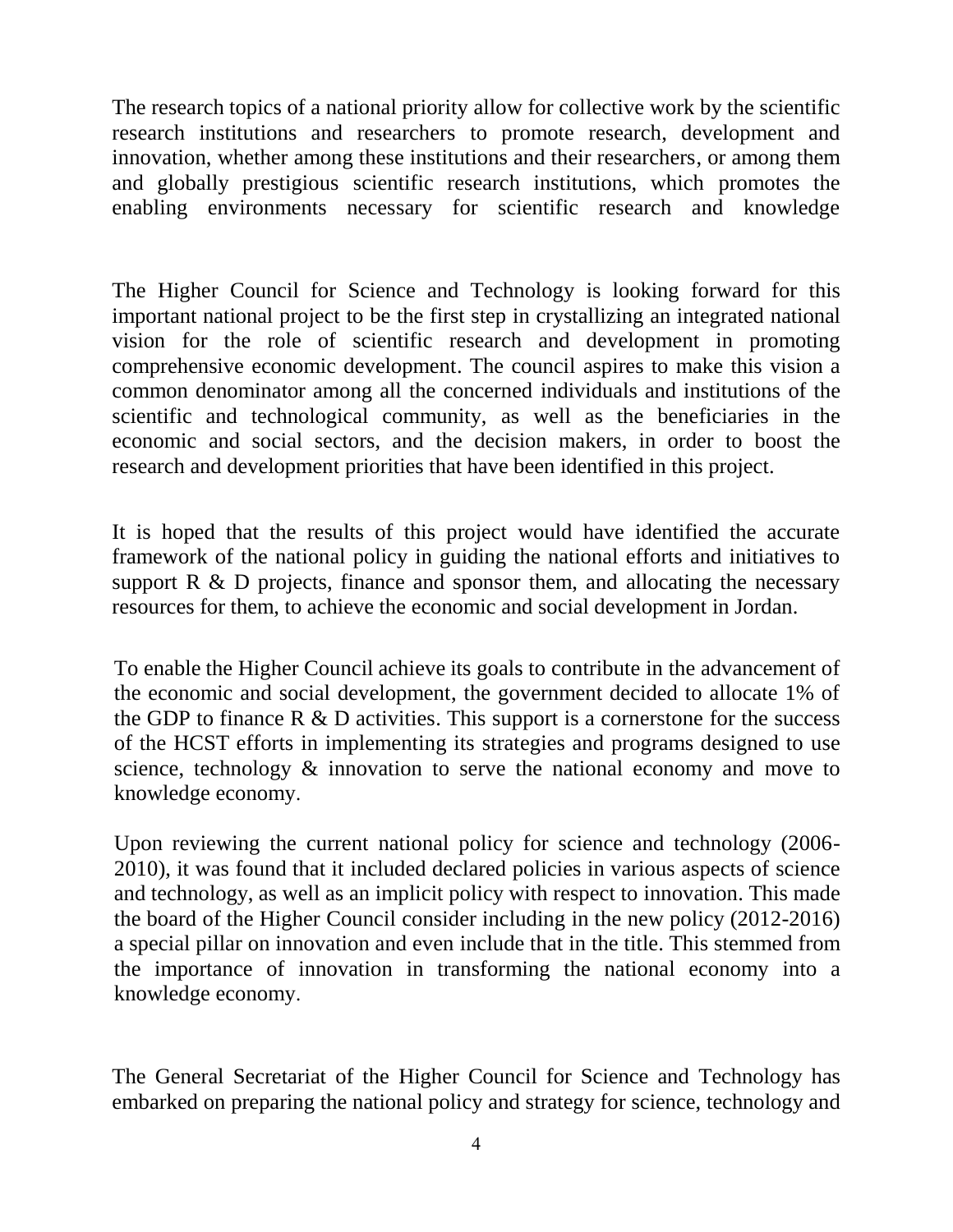The research topics of a national priority allow for collective work by the scientific research institutions and researchers to promote research, development and innovation, whether among these institutions and their researchers, or among them and globally prestigious scientific research institutions, which promotes the enabling environments necessary for scientific research and knowledge

The Higher Council for Science and Technology is looking forward for this important national project to be the first step in crystallizing an integrated national vision for the role of scientific research and development in promoting comprehensive economic development. The council aspires to make this vision a common denominator among all the concerned individuals and institutions of the scientific and technological community, as well as the beneficiaries in the economic and social sectors, and the decision makers, in order to boost the research and development priorities that have been identified in this project.

It is hoped that the results of this project would have identified the accurate framework of the national policy in guiding the national efforts and initiatives to support R & D projects, finance and sponsor them, and allocating the necessary resources for them, to achieve the economic and social development in Jordan.

To enable the Higher Council achieve its goals to contribute in the advancement of the economic and social development, the government decided to allocate 1% of the GDP to finance R & D activities. This support is a cornerstone for the success of the HCST efforts in implementing its strategies and programs designed to use science, technology & innovation to serve the national economy and move to knowledge economy.

Upon reviewing the current national policy for science and technology (2006-2010), it was found that it included declared policies in various aspects of science and technology, as well as an implicit policy with respect to innovation. This made the board of the Higher Council consider including in the new policy (2012-2016) a special pillar on innovation and even include that in the title. This stemmed from the importance of innovation in transforming the national economy into a knowledge economy.

The General Secretariat of the Higher Council for Science and Technology has embarked on preparing the national policy and strategy for science, technology and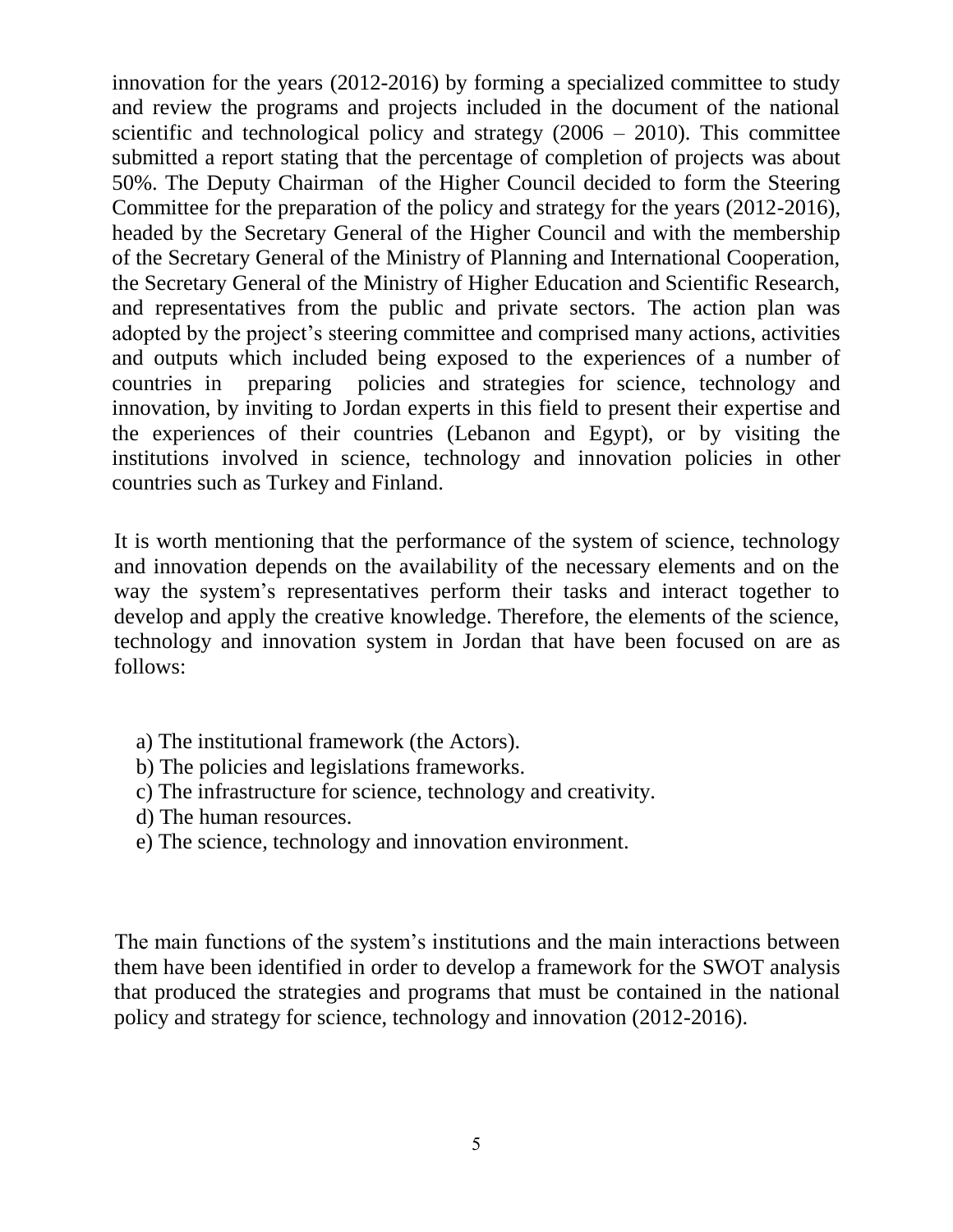innovation for the years (2012-2016) by forming a specialized committee to study and review the programs and projects included in the document of the national scientific and technological policy and strategy (2006 – 2010). This committee submitted a report stating that the percentage of completion of projects was about 50%. The Deputy Chairman of the Higher Council decided to form the Steering Committee for the preparation of the policy and strategy for the years (2012-2016), headed by the Secretary General of the Higher Council and with the membership of the Secretary General of the Ministry of Planning and International Cooperation, the Secretary General of the Ministry of Higher Education and Scientific Research, and representatives from the public and private sectors. The action plan was adopted by the project's steering committee and comprised many actions, activities and outputs which included being exposed to the experiences of a number of countries in preparing policies and strategies for science, technology and innovation, by inviting to Jordan experts in this field to present their expertise and the experiences of their countries (Lebanon and Egypt), or by visiting the institutions involved in science, technology and innovation policies in other countries such as Turkey and Finland.

It is worth mentioning that the performance of the system of science, technology and innovation depends on the availability of the necessary elements and on the way the system's representatives perform their tasks and interact together to develop and apply the creative knowledge. Therefore, the elements of the science, technology and innovation system in Jordan that have been focused on are as follows:

a) The institutional framework (the Actors).
b) The policies and legislations frameworks.
c) The infrastructure for science, technology and creativity.
d) The human resources.
e) The science, technology and innovation environment.

The main functions of the system's institutions and the main interactions between them have been identified in order to develop a framework for the SWOT analysis that produced the strategies and programs that must be contained in the national policy and strategy for science, technology and innovation (2012-2016).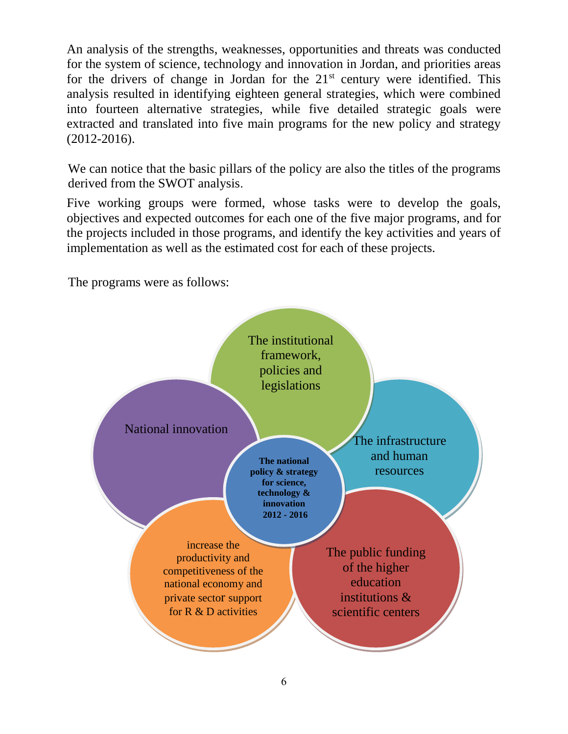An analysis of the strengths, weaknesses, opportunities and threats was conducted for the system of science, technology and innovation in Jordan, and priorities areas for the drivers of change in Jordan for the 21st century were identified. This analysis resulted in identifying eighteen general strategies, which were combined into fourteen alternative strategies, while five detailed strategic goals were extracted and translated into five main programs for the new policy and strategy (2012-2016).

We can notice that the basic pillars of the policy are also the titles of the programs derived from the SWOT analysis.

Five working groups were formed, whose tasks were to develop the goals, objectives and expected outcomes for each one of the five major programs, and for the projects included in those programs, and identify the key activities and years of implementation as well as the estimated cost for each of these projects.

The programs were as follows:

**The national policy & strategy for science, technology & innovation 2012 - 2016**

- The institutional framework, policies and legislations
- The infrastructure and human resources
- The public funding of the higher education institutions & scientific centers
- increase the productivity and competitiveness of the national economy and private sector support for R & D activities
- National innovation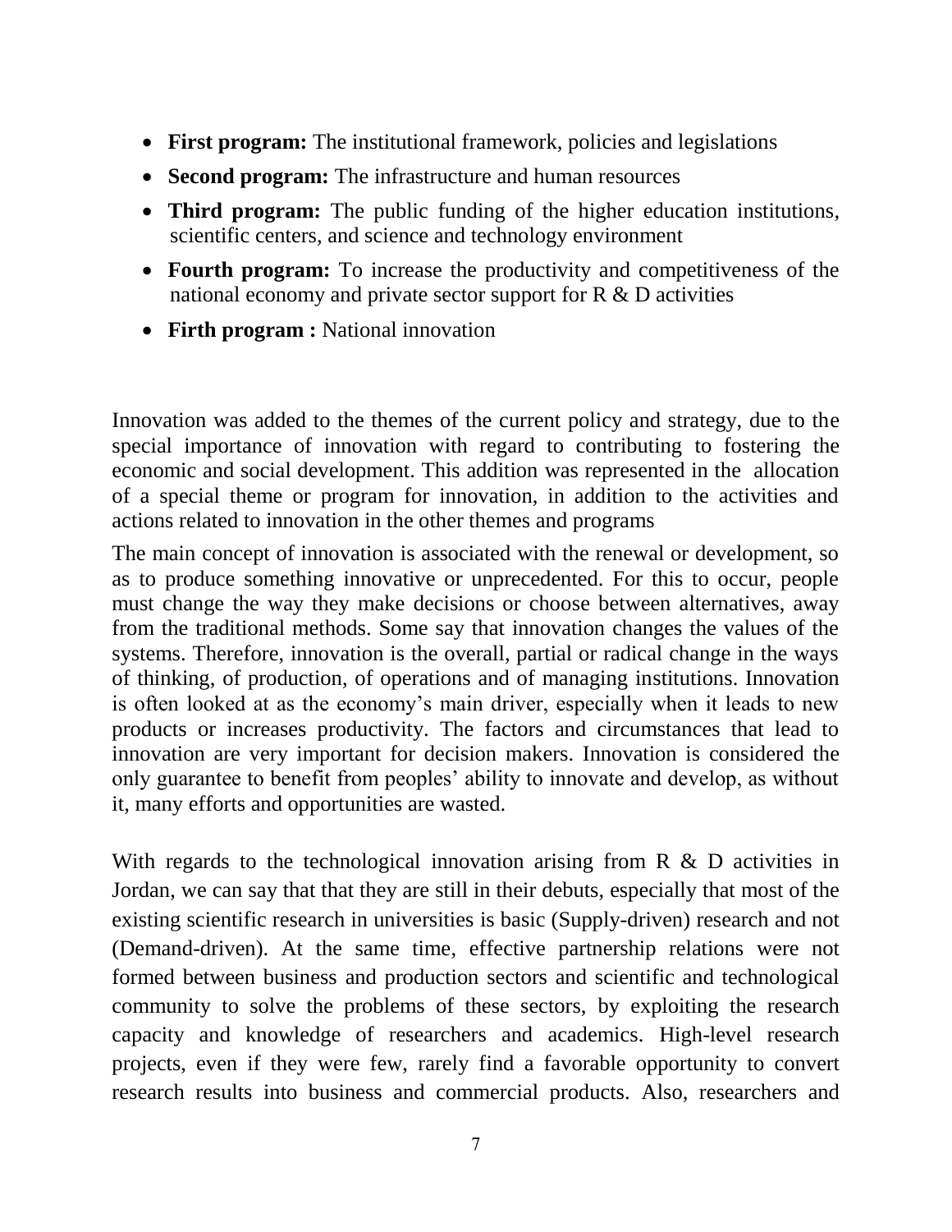- **First program:** The institutional framework, policies and legislations
- **Second program:** The infrastructure and human resources
- **Third program:** The public funding of the higher education institutions, scientific centers, and science and technology environment
- **Fourth program:** To increase the productivity and competitiveness of the national economy and private sector support for R & D activities
- **Firth program :** National innovation

Innovation was added to the themes of the current policy and strategy, due to the special importance of innovation with regard to contributing to fostering the economic and social development. This addition was represented in the allocation of a special theme or program for innovation, in addition to the activities and actions related to innovation in the other themes and programs

The main concept of innovation is associated with the renewal or development, so as to produce something innovative or unprecedented. For this to occur, people must change the way they make decisions or choose between alternatives, away from the traditional methods. Some say that innovation changes the values of the systems. Therefore, innovation is the overall, partial or radical change in the ways of thinking, of production, of operations and of managing institutions. Innovation is often looked at as the economy's main driver, especially when it leads to new products or increases productivity. The factors and circumstances that lead to innovation are very important for decision makers. Innovation is considered the only guarantee to benefit from peoples' ability to innovate and develop, as without it, many efforts and opportunities are wasted.

With regards to the technological innovation arising from R & D activities in Jordan, we can say that that they are still in their debuts, especially that most of the existing scientific research in universities is basic (Supply-driven) research and not (Demand-driven). At the same time, effective partnership relations were not formed between business and production sectors and scientific and technological community to solve the problems of these sectors, by exploiting the research capacity and knowledge of researchers and academics. High-level research projects, even if they were few, rarely find a favorable opportunity to convert research results into business and commercial products. Also, researchers and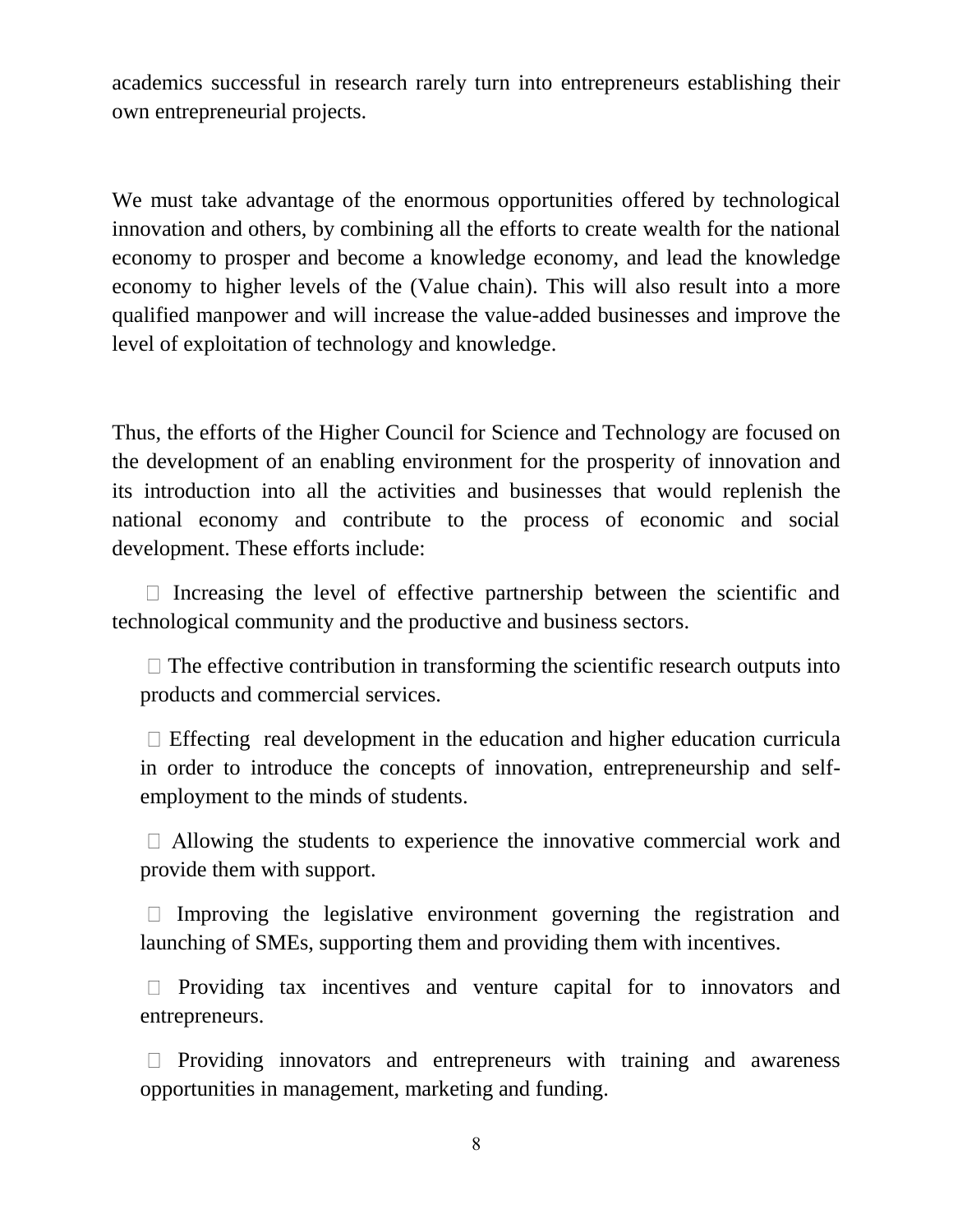academics successful in research rarely turn into entrepreneurs establishing their own entrepreneurial projects.

We must take advantage of the enormous opportunities offered by technological innovation and others, by combining all the efforts to create wealth for the national economy to prosper and become a knowledge economy, and lead the knowledge economy to higher levels of the (Value chain). This will also result into a more qualified manpower and will increase the value-added businesses and improve the level of exploitation of technology and knowledge.

Thus, the efforts of the Higher Council for Science and Technology are focused on the development of an enabling environment for the prosperity of innovation and its introduction into all the activities and businesses that would replenish the national economy and contribute to the process of economic and social development. These efforts include:

- Increasing the level of effective partnership between the scientific and technological community and the productive and business sectors.
- The effective contribution in transforming the scientific research outputs into products and commercial services.
- Effecting real development in the education and higher education curricula in order to introduce the concepts of innovation, entrepreneurship and self-employment to the minds of students.
- Allowing the students to experience the innovative commercial work and provide them with support.
- Improving the legislative environment governing the registration and launching of SMEs, supporting them and providing them with incentives.
- Providing tax incentives and venture capital for to innovators and entrepreneurs.
- Providing innovators and entrepreneurs with training and awareness opportunities in management, marketing and funding.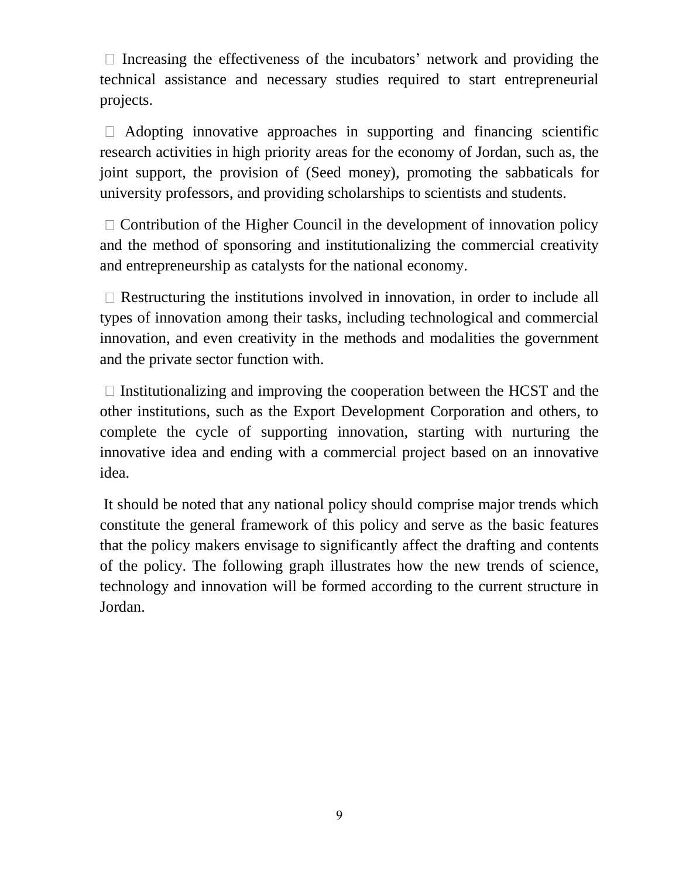- Increasing the effectiveness of the incubators' network and providing the technical assistance and necessary studies required to start entrepreneurial projects.

- Adopting innovative approaches in supporting and financing scientific research activities in high priority areas for the economy of Jordan, such as, the joint support, the provision of (Seed money), promoting the sabbaticals for university professors, and providing scholarships to scientists and students.

- Contribution of the Higher Council in the development of innovation policy and the method of sponsoring and institutionalizing the commercial creativity and entrepreneurship as catalysts for the national economy.

- Restructuring the institutions involved in innovation, in order to include all types of innovation among their tasks, including technological and commercial innovation, and even creativity in the methods and modalities the government and the private sector function with.

- Institutionalizing and improving the cooperation between the HCST and the other institutions, such as the Export Development Corporation and others, to complete the cycle of supporting innovation, starting with nurturing the innovative idea and ending with a commercial project based on an innovative idea.

It should be noted that any national policy should comprise major trends which constitute the general framework of this policy and serve as the basic features that the policy makers envisage to significantly affect the drafting and contents of the policy. The following graph illustrates how the new trends of science, technology and innovation will be formed according to the current structure in Jordan.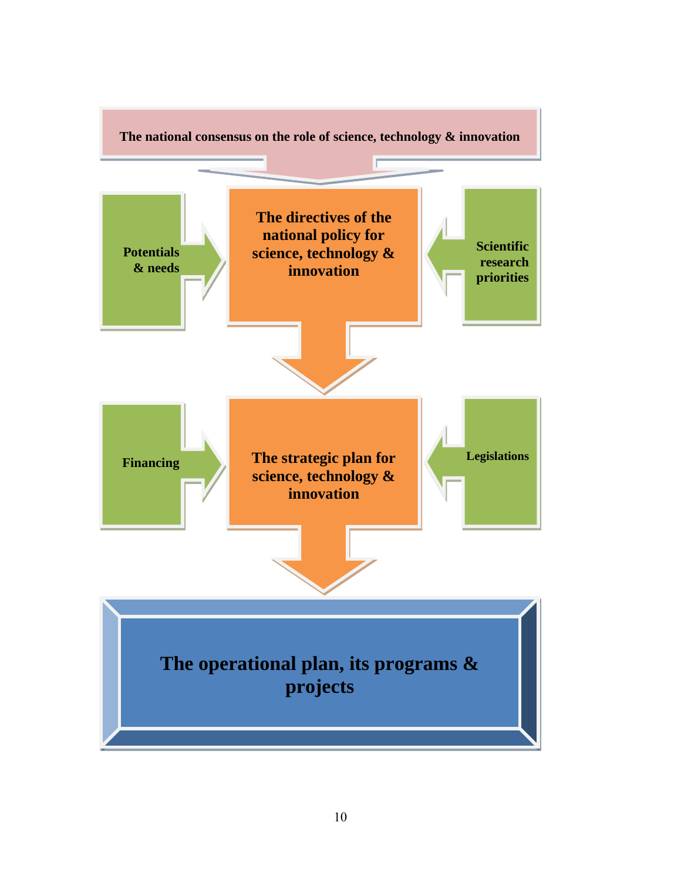The national consensus on the role of science, technology & innovation

Potentials & needs

**The directives of the national policy for science, technology & innovation**

Scientific research priorities

Financing

**The strategic plan for science, technology & innovation**

Legislations

**The operational plan, its programs & projects**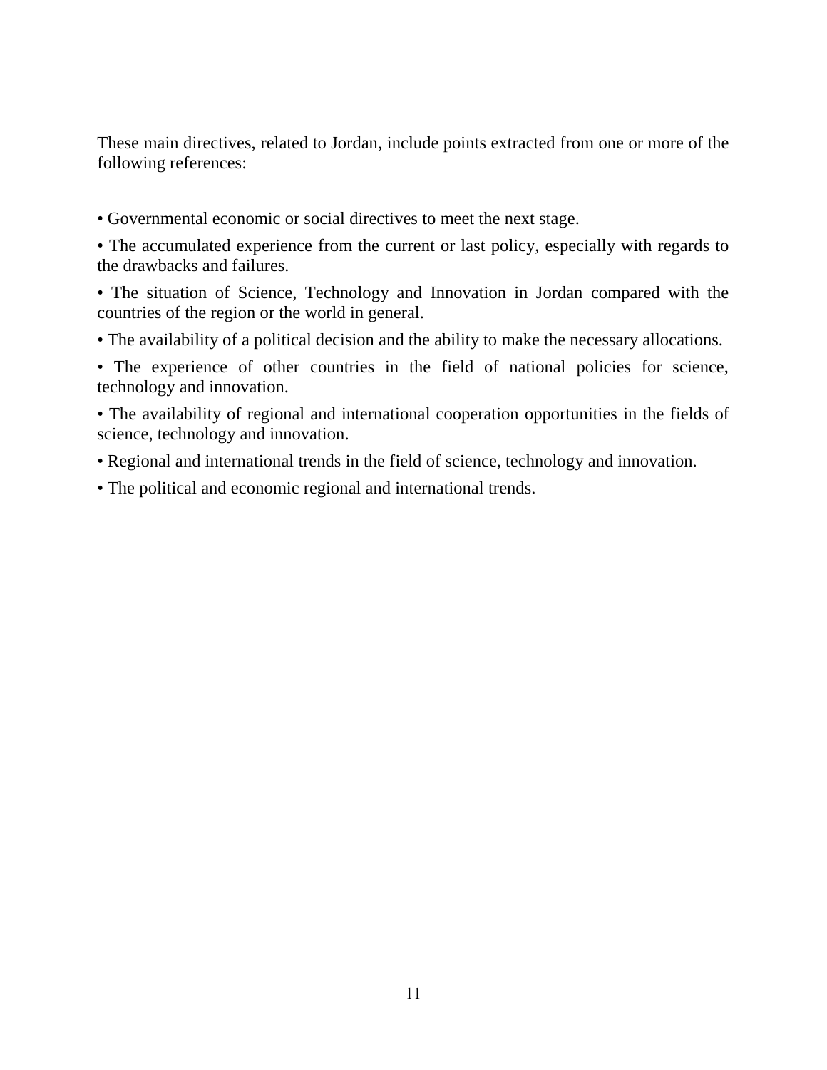These main directives, related to Jordan, include points extracted from one or more of the following references:

- Governmental economic or social directives to meet the next stage.
- The accumulated experience from the current or last policy, especially with regards to the drawbacks and failures.
- The situation of Science, Technology and Innovation in Jordan compared with the countries of the region or the world in general.
- The availability of a political decision and the ability to make the necessary allocations.
- The experience of other countries in the field of national policies for science, technology and innovation.
- The availability of regional and international cooperation opportunities in the fields of science, technology and innovation.
- Regional and international trends in the field of science, technology and innovation.
- The political and economic regional and international trends.